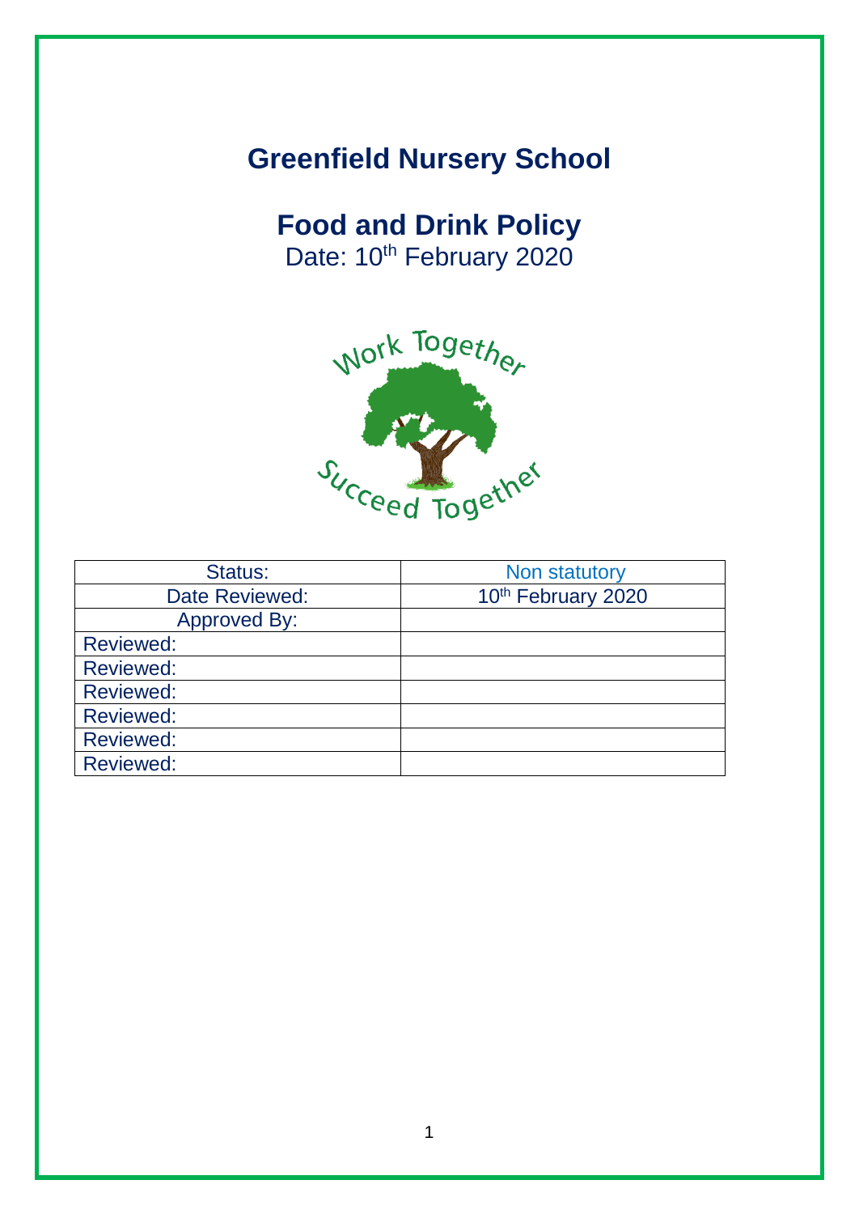# Greenfield Nursery School

## Food and Drink Policy

Date: 10th February 2020

| Status: | Non statutory |
| --- | --- |
| Date Reviewed: | 10th February 2020 |
| Approved By: | |
| Reviewed: | |
| Reviewed: | |
| Reviewed: | |
| Reviewed: | |
| Reviewed: | |
| Reviewed: | |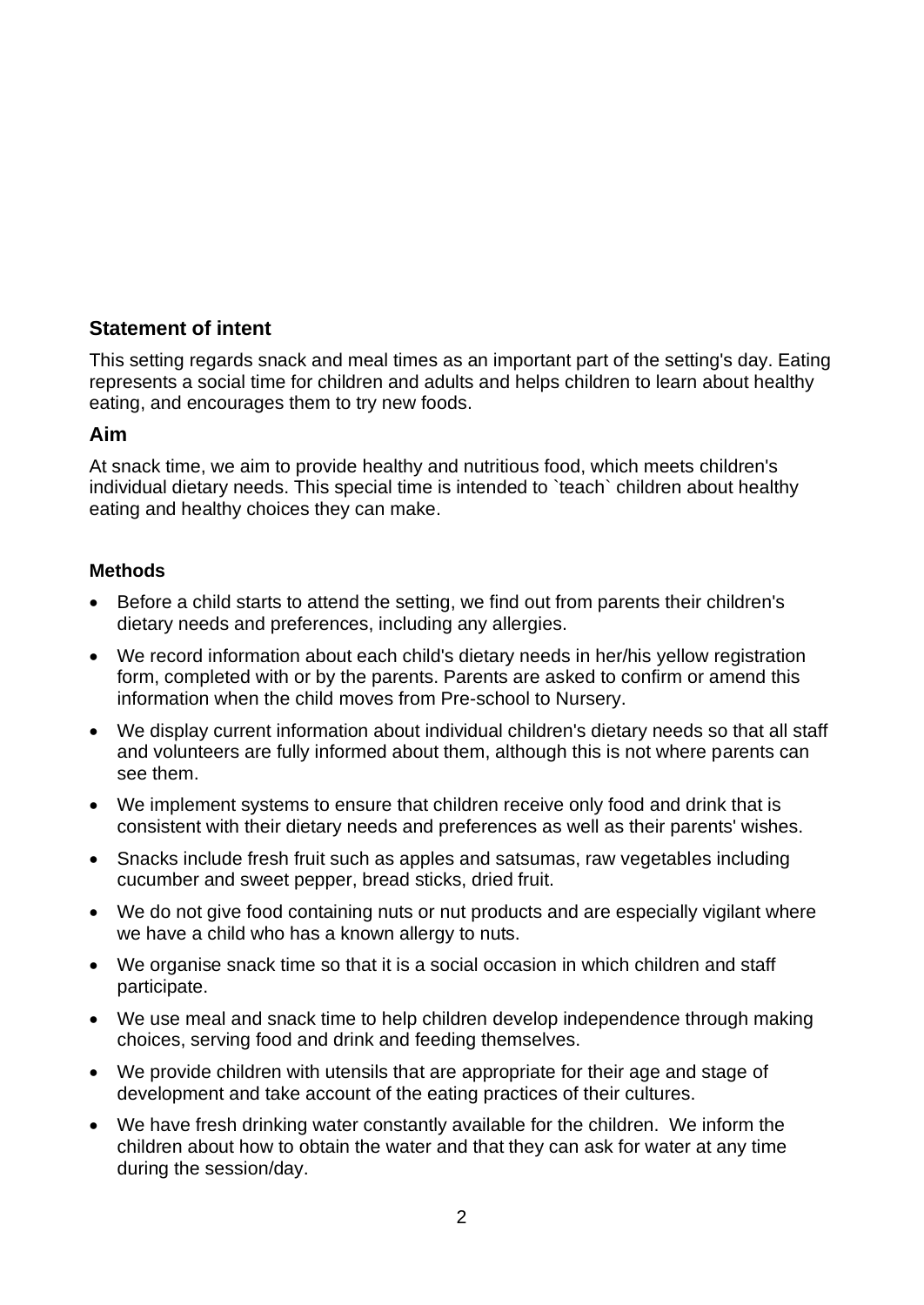## Statement of intent

This setting regards snack and meal times as an important part of the setting's day. Eating represents a social time for children and adults and helps children to learn about healthy eating, and encourages them to try new foods.

## Aim

At snack time, we aim to provide healthy and nutritious food, which meets children's individual dietary needs. This special time is intended to `teach` children about healthy eating and healthy choices they can make.

### Methods

- Before a child starts to attend the setting, we find out from parents their children's dietary needs and preferences, including any allergies.
- We record information about each child's dietary needs in her/his yellow registration form, completed with or by the parents. Parents are asked to confirm or amend this information when the child moves from Pre-school to Nursery.
- We display current information about individual children's dietary needs so that all staff and volunteers are fully informed about them, although this is not where parents can see them.
- We implement systems to ensure that children receive only food and drink that is consistent with their dietary needs and preferences as well as their parents' wishes.
- Snacks include fresh fruit such as apples and satsumas, raw vegetables including cucumber and sweet pepper, bread sticks, dried fruit.
- We do not give food containing nuts or nut products and are especially vigilant where we have a child who has a known allergy to nuts.
- We organise snack time so that it is a social occasion in which children and staff participate.
- We use meal and snack time to help children develop independence through making choices, serving food and drink and feeding themselves.
- We provide children with utensils that are appropriate for their age and stage of development and take account of the eating practices of their cultures.
- We have fresh drinking water constantly available for the children. We inform the children about how to obtain the water and that they can ask for water at any time during the session/day.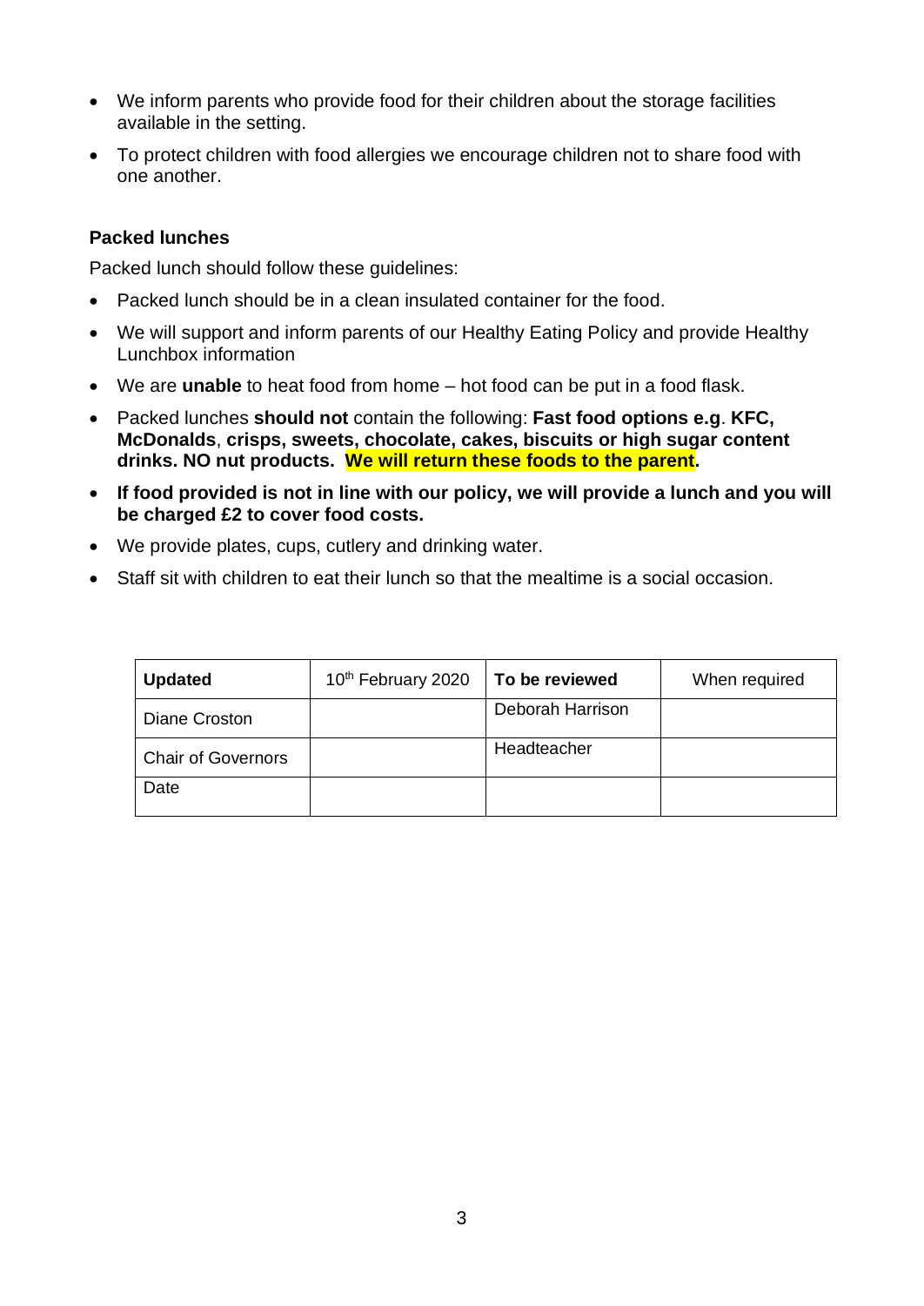- We inform parents who provide food for their children about the storage facilities available in the setting.
- To protect children with food allergies we encourage children not to share food with one another.

**Packed lunches**

Packed lunch should follow these guidelines:

- Packed lunch should be in a clean insulated container for the food.
- We will support and inform parents of our Healthy Eating Policy and provide Healthy Lunchbox information
- We are **unable** to heat food from home – hot food can be put in a food flask.
- Packed lunches **should not** contain the following: **Fast food options e.g**. **KFC, McDonalds**, **crisps, sweets, chocolate, cakes, biscuits or high sugar content drinks. NO nut products. We will return these foods to the parent.**
- **If food provided is not in line with our policy, we will provide a lunch and you will be charged £2 to cover food costs.**
- We provide plates, cups, cutlery and drinking water.
- Staff sit with children to eat their lunch so that the mealtime is a social occasion.

| **Updated** | 10th February 2020 | **To be reviewed** | When required |
|---|---|---|---|
| Diane Croston | | Deborah Harrison | |
| Chair of Governors | | Headteacher | |
| Date | | | |